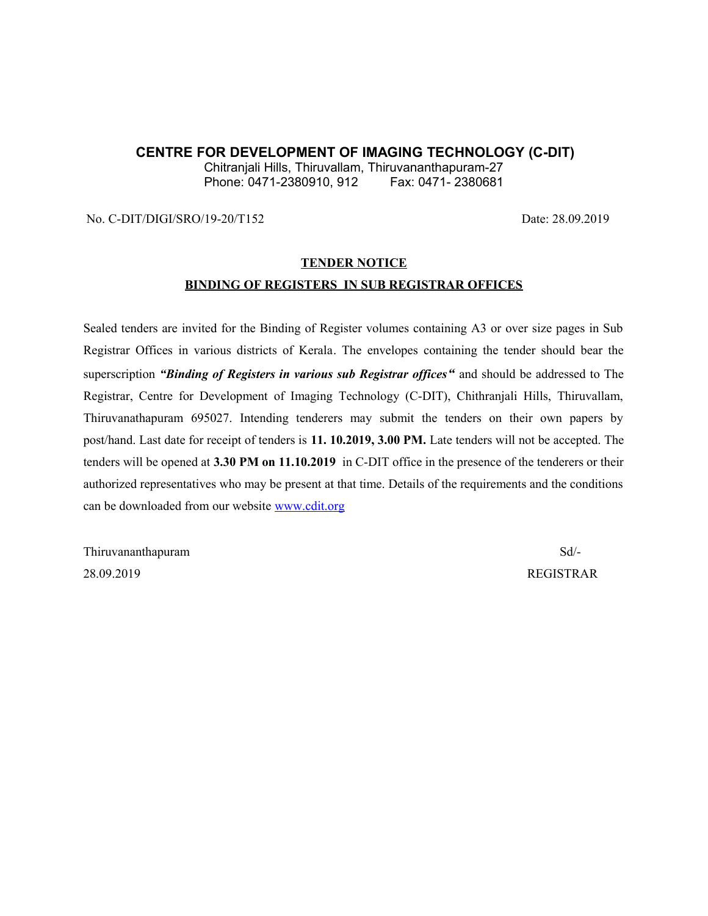## CENTRE FOR DEVELOPMENT OF IMAGING TECHNOLOGY (C-DIT)

Chitranjali Hills, Thiruvallam, Thiruvananthapuram-27
Phone: 0471-2380910, 912 Fax: 0471- 2380681

No. C-DIT/DIGI/SRO/19-20/T152 Date: 28.09.2019

### TENDER NOTICE

### BINDING OF REGISTERS IN SUB REGISTRAR OFFICES

Sealed tenders are invited for the Binding of Register volumes containing A3 or over size pages in Sub Registrar Offices in various districts of Kerala. The envelopes containing the tender should bear the superscription ***"Binding of Registers in various sub Registrar offices"*** and should be addressed to The Registrar, Centre for Development of Imaging Technology (C-DIT), Chithranjali Hills, Thiruvallam, Thiruvanathapuram 695027. Intending tenderers may submit the tenders on their own papers by post/hand. Last date for receipt of tenders is **11. 10.2019, 3.00 PM.** Late tenders will not be accepted. The tenders will be opened at **3.30 PM on 11.10.2019** in C-DIT office in the presence of the tenderers or their authorized representatives who may be present at that time. Details of the requirements and the conditions can be downloaded from our website www.cdit.org

Thiruvananthapuram
28.09.2019

Sd/-
REGISTRAR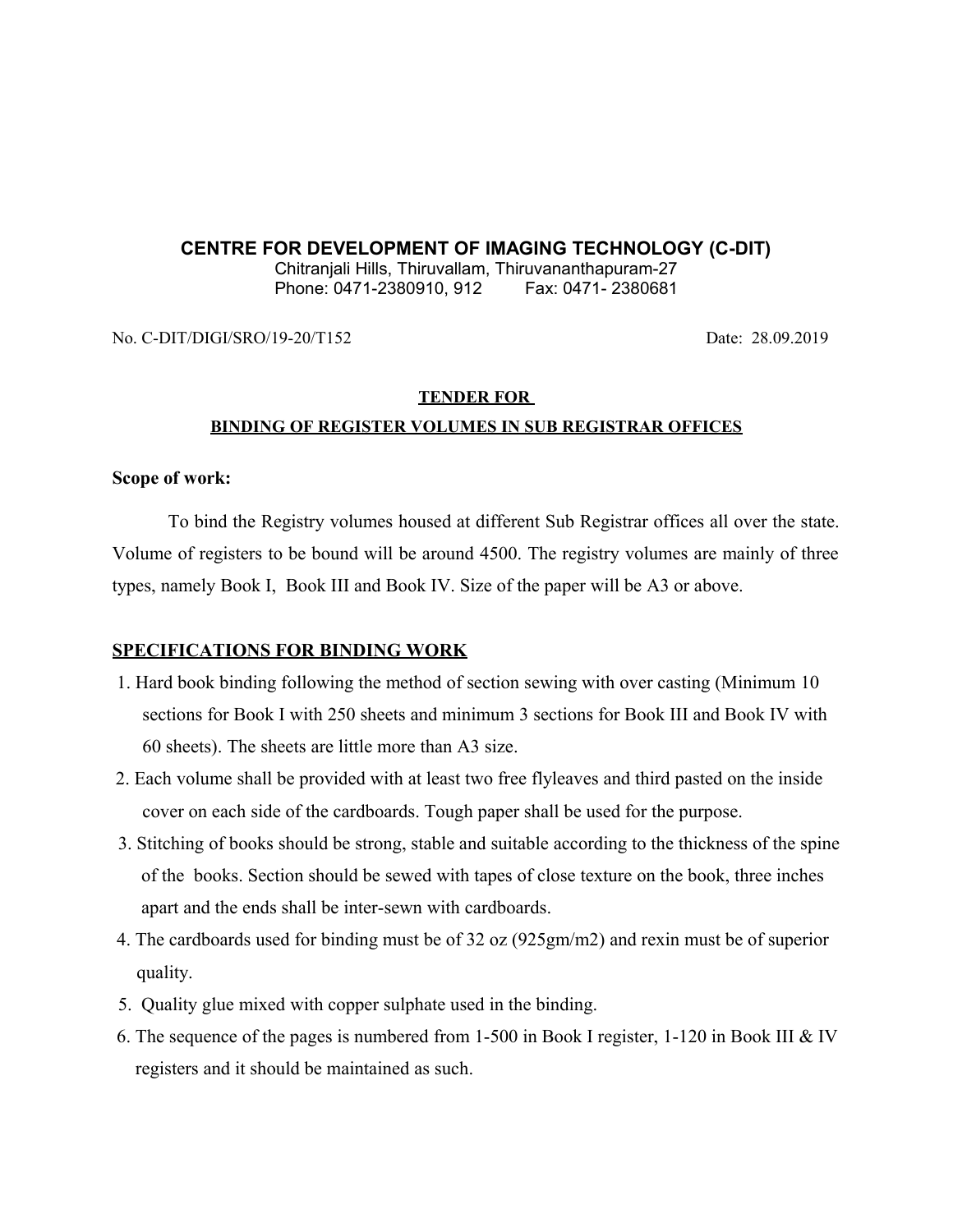## CENTRE FOR DEVELOPMENT OF IMAGING TECHNOLOGY (C-DIT)

Chitranjali Hills, Thiruvallam, Thiruvananthapuram-27
Phone: 0471-2380910, 912 Fax: 0471- 2380681

No. C-DIT/DIGI/SRO/19-20/T152 Date: 28.09.2019

### TENDER FOR BINDING OF REGISTER VOLUMES IN SUB REGISTRAR OFFICES

**Scope of work:**

To bind the Registry volumes housed at different Sub Registrar offices all over the state. Volume of registers to be bound will be around 4500. The registry volumes are mainly of three types, namely Book I, Book III and Book IV. Size of the paper will be A3 or above.

### SPECIFICATIONS FOR BINDING WORK

1. Hard book binding following the method of section sewing with over casting (Minimum 10 sections for Book I with 250 sheets and minimum 3 sections for Book III and Book IV with 60 sheets). The sheets are little more than A3 size.
2. Each volume shall be provided with at least two free flyleaves and third pasted on the inside cover on each side of the cardboards. Tough paper shall be used for the purpose.
3. Stitching of books should be strong, stable and suitable according to the thickness of the spine of the books. Section should be sewed with tapes of close texture on the book, three inches apart and the ends shall be inter-sewn with cardboards.
4. The cardboards used for binding must be of 32 oz (925gm/m2) and rexin must be of superior quality.
5. Quality glue mixed with copper sulphate used in the binding.
6. The sequence of the pages is numbered from 1-500 in Book I register, 1-120 in Book III & IV registers and it should be maintained as such.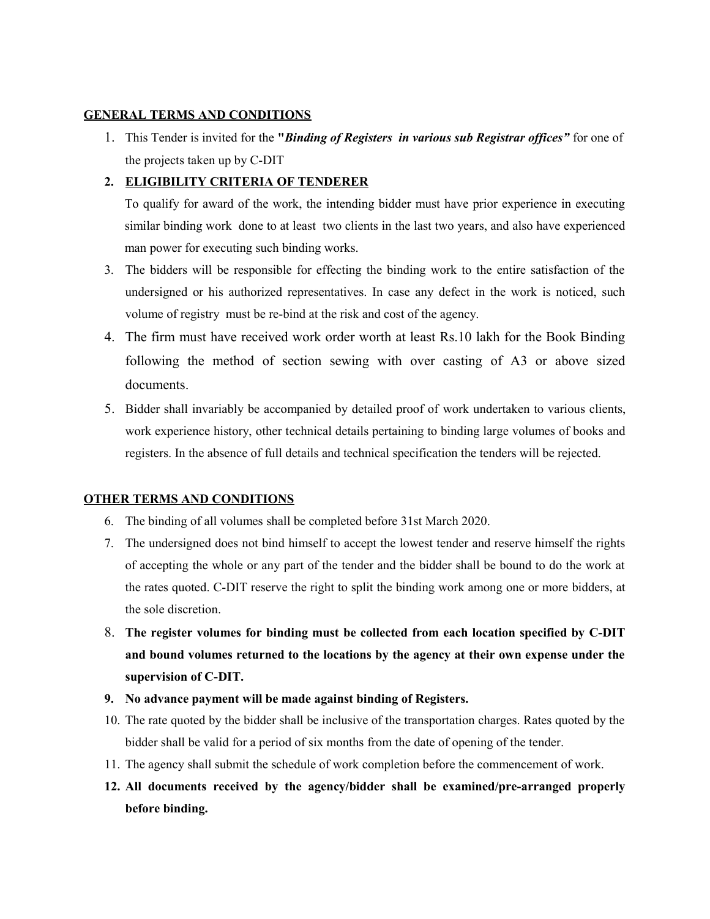## GENERAL TERMS AND CONDITIONS

1. This Tender is invited for the ***"Binding of Registers in various sub Registrar offices"*** for one of the projects taken up by C-DIT

2. **ELIGIBILITY CRITERIA OF TENDERER**

   To qualify for award of the work, the intending bidder must have prior experience in executing similar binding work done to at least two clients in the last two years, and also have experienced man power for executing such binding works.

3. The bidders will be responsible for effecting the binding work to the entire satisfaction of the undersigned or his authorized representatives. In case any defect in the work is noticed, such volume of registry must be re-bind at the risk and cost of the agency.

4. The firm must have received work order worth at least Rs.10 lakh for the Book Binding following the method of section sewing with over casting of A3 or above sized documents.

5. Bidder shall invariably be accompanied by detailed proof of work undertaken to various clients, work experience history, other technical details pertaining to binding large volumes of books and registers. In the absence of full details and technical specification the tenders will be rejected.

## OTHER TERMS AND CONDITIONS

6. The binding of all volumes shall be completed before 31st March 2020.

7. The undersigned does not bind himself to accept the lowest tender and reserve himself the rights of accepting the whole or any part of the tender and the bidder shall be bound to do the work at the rates quoted. C-DIT reserve the right to split the binding work among one or more bidders, at the sole discretion.

8. **The register volumes for binding must be collected from each location specified by C-DIT and bound volumes returned to the locations by the agency at their own expense under the supervision of C-DIT.**

9. **No advance payment will be made against binding of Registers.**

10. The rate quoted by the bidder shall be inclusive of the transportation charges. Rates quoted by the bidder shall be valid for a period of six months from the date of opening of the tender.

11. The agency shall submit the schedule of work completion before the commencement of work.

12. **All documents received by the agency/bidder shall be examined/pre-arranged properly before binding.**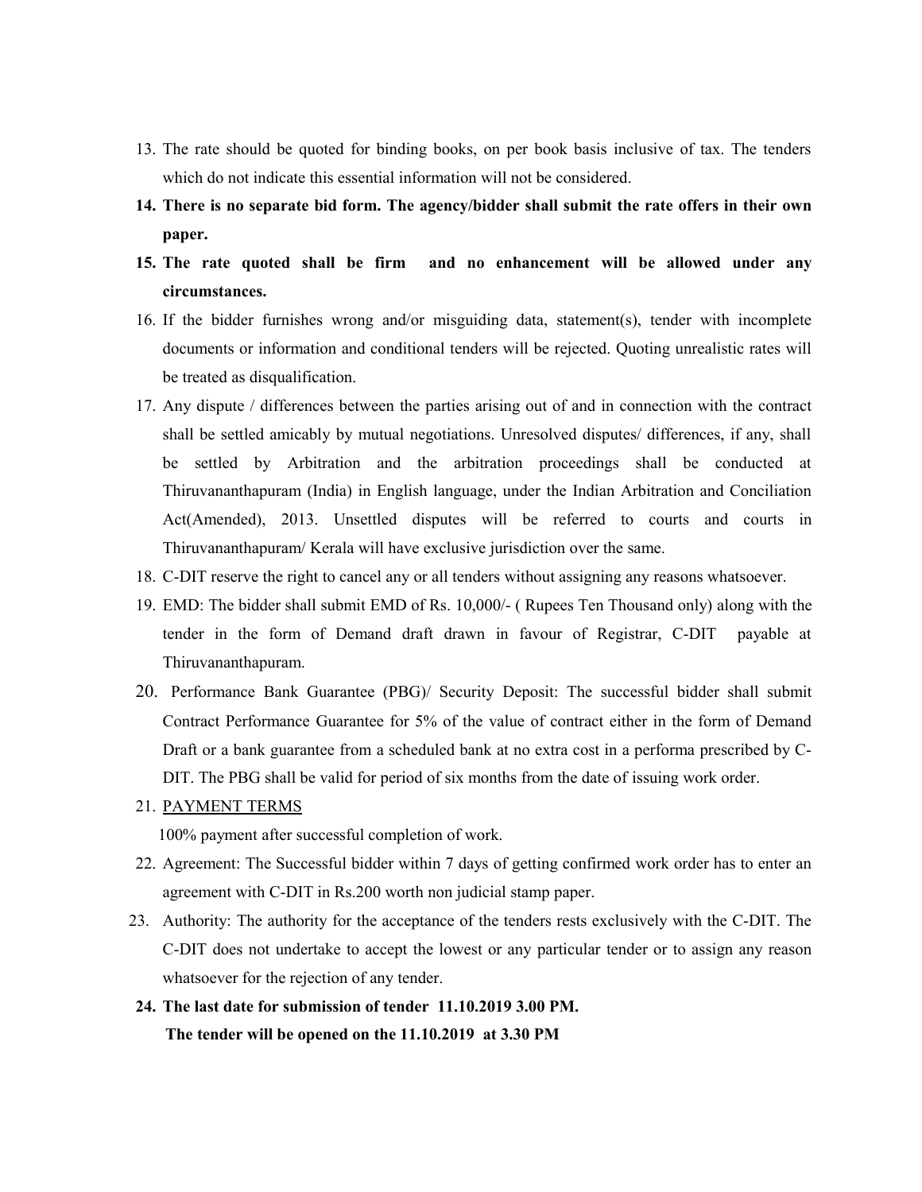13. The rate should be quoted for binding books, on per book basis inclusive of tax. The tenders which do not indicate this essential information will not be considered.
14. **There is no separate bid form. The agency/bidder shall submit the rate offers in their own paper.**
15. **The rate quoted shall be firm and no enhancement will be allowed under any circumstances.**
16. If the bidder furnishes wrong and/or misguiding data, statement(s), tender with incomplete documents or information and conditional tenders will be rejected. Quoting unrealistic rates will be treated as disqualification.
17. Any dispute / differences between the parties arising out of and in connection with the contract shall be settled amicably by mutual negotiations. Unresolved disputes/ differences, if any, shall be settled by Arbitration and the arbitration proceedings shall be conducted at Thiruvananthapuram (India) in English language, under the Indian Arbitration and Conciliation Act(Amended), 2013. Unsettled disputes will be referred to courts and courts in Thiruvananthapuram/ Kerala will have exclusive jurisdiction over the same.
18. C-DIT reserve the right to cancel any or all tenders without assigning any reasons whatsoever.
19. EMD: The bidder shall submit EMD of Rs. 10,000/- ( Rupees Ten Thousand only) along with the tender in the form of Demand draft drawn in favour of Registrar, C-DIT payable at Thiruvananthapuram.
20. Performance Bank Guarantee (PBG)/ Security Deposit: The successful bidder shall submit Contract Performance Guarantee for 5% of the value of contract either in the form of Demand Draft or a bank guarantee from a scheduled bank at no extra cost in a performa prescribed by C-DIT. The PBG shall be valid for period of six months from the date of issuing work order.
21. <u>PAYMENT TERMS</u>

    100% payment after successful completion of work.
22. Agreement: The Successful bidder within 7 days of getting confirmed work order has to enter an agreement with C-DIT in Rs.200 worth non judicial stamp paper.
23. Authority: The authority for the acceptance of the tenders rests exclusively with the C-DIT. The C-DIT does not undertake to accept the lowest or any particular tender or to assign any reason whatsoever for the rejection of any tender.
24. **The last date for submission of tender 11.10.2019 3.00 PM.**

    **The tender will be opened on the 11.10.2019 at 3.30 PM**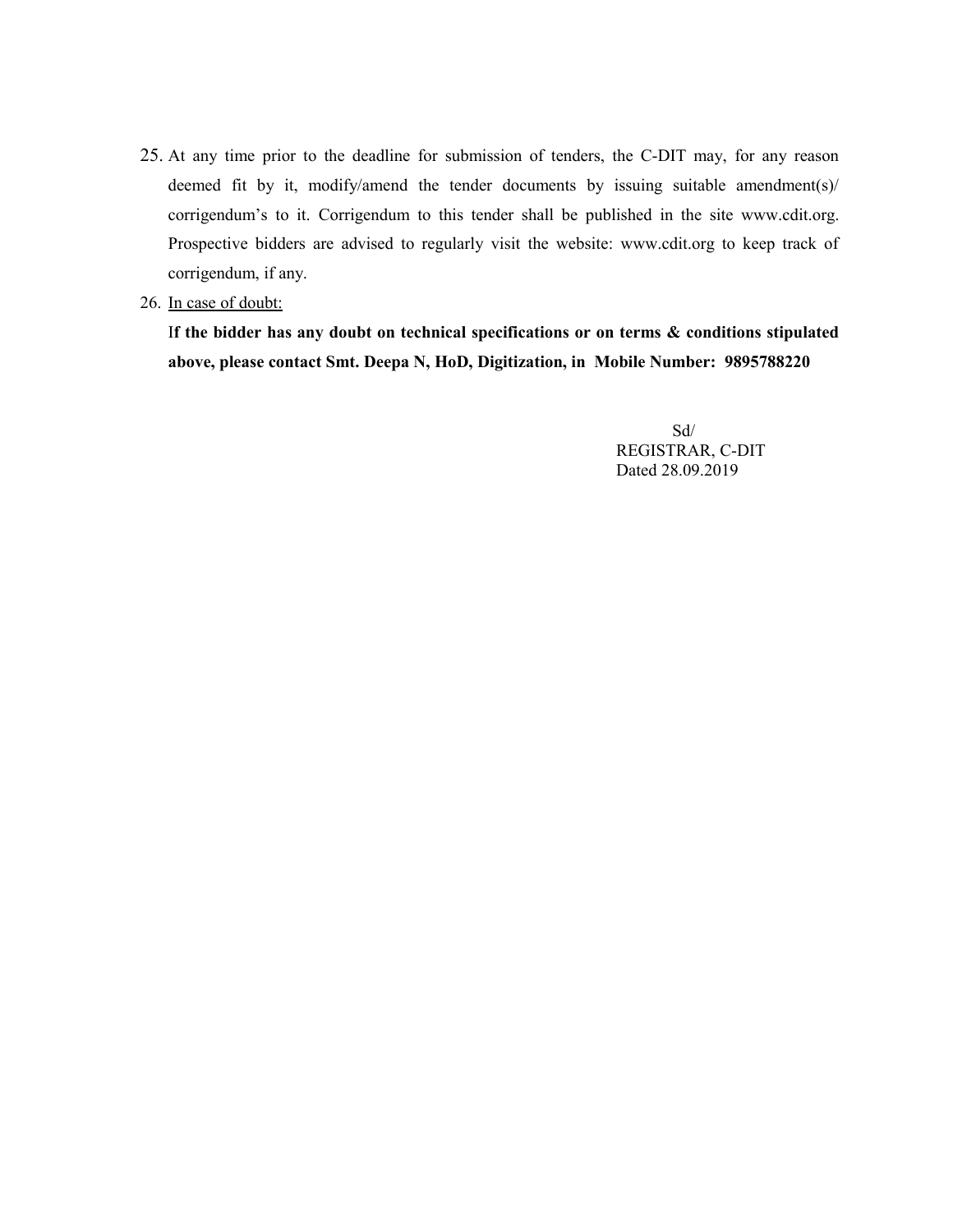25. At any time prior to the deadline for submission of tenders, the C-DIT may, for any reason deemed fit by it, modify/amend the tender documents by issuing suitable amendment(s)/ corrigendum's to it. Corrigendum to this tender shall be published in the site www.cdit.org. Prospective bidders are advised to regularly visit the website: www.cdit.org to keep track of corrigendum, if any.

26. In case of doubt:

    I**f the bidder has any doubt on technical specifications or on terms & conditions stipulated above, please contact Smt. Deepa N, HoD, Digitization, in Mobile Number: 9895788220**

Sd/
REGISTRAR, C-DIT
Dated 28.09.2019